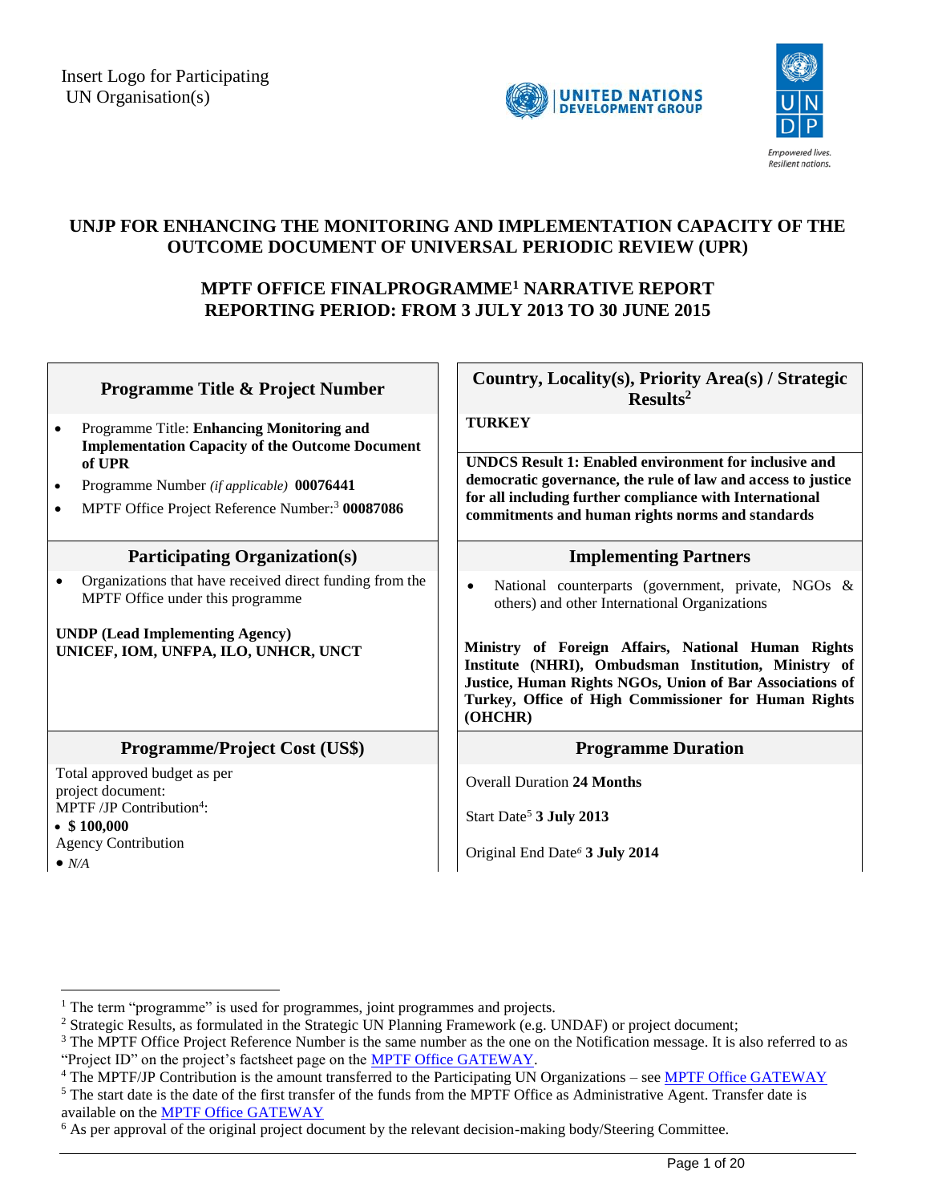Insert Logo for Participating UN Organisation(s)

# UNJP FOR ENHANCING THE MONITORING AND IMPLEMENTATION CAPACITY OF THE OUTCOME DOCUMENT OF UNIVERSAL PERIODIC REVIEW (UPR)

## MPTF OFFICE FINALPROGRAMME[1] NARRATIVE REPORT
## REPORTING PERIOD: FROM 3 JULY 2013 TO 30 JUNE 2015

| Programme Title & Project Number | Country, Locality(s), Priority Area(s) / Strategic Results[2] |
|---|---|
| • Programme Title: **Enhancing Monitoring and Implementation Capacity of the Outcome Document of UPR**<br>• Programme Number *(if applicable)* **00076441**<br>• MPTF Office Project Reference Number:[3] **00087086** | **TURKEY**<br><br>**UNDCS Result 1: Enabled environment for inclusive and democratic governance, the rule of law and access to justice for all including further compliance with International commitments and human rights norms and standards** |
| **Participating Organization(s)** | **Implementing Partners** |
| • Organizations that have received direct funding from the MPTF Office under this programme<br><br>**UNDP (Lead Implementing Agency)**<br>**UNICEF, IOM, UNFPA, ILO, UNHCR, UNCT** | • National counterparts (government, private, NGOs & others) and other International Organizations<br><br>**Ministry of Foreign Affairs, National Human Rights Institute (NHRI), Ombudsman Institution, Ministry of Justice, Human Rights NGOs, Union of Bar Associations of Turkey, Office of High Commissioner for Human Rights (OHCHR)** |
| **Programme/Project Cost (US$)** | **Programme Duration** |
| Total approved budget as per project document:<br>MPTF /JP Contribution[4]:<br>• **$ 100,000**<br>Agency Contribution<br>• *N/A* | Overall Duration **24 Months**<br><br>Start Date[5] **3 July 2013**<br><br>Original End Date[6] **3 July 2014** |

[1] The term "programme" is used for programmes, joint programmes and projects.

[2] Strategic Results, as formulated in the Strategic UN Planning Framework (e.g. UNDAF) or project document;

[3] The MPTF Office Project Reference Number is the same number as the one on the Notification message. It is also referred to as "Project ID" on the project's factsheet page on the MPTF Office GATEWAY.

[4] The MPTF/JP Contribution is the amount transferred to the Participating UN Organizations – see MPTF Office GATEWAY

[5] The start date is the date of the first transfer of the funds from the MPTF Office as Administrative Agent. Transfer date is available on the MPTF Office GATEWAY

[6] As per approval of the original project document by the relevant decision-making body/Steering Committee.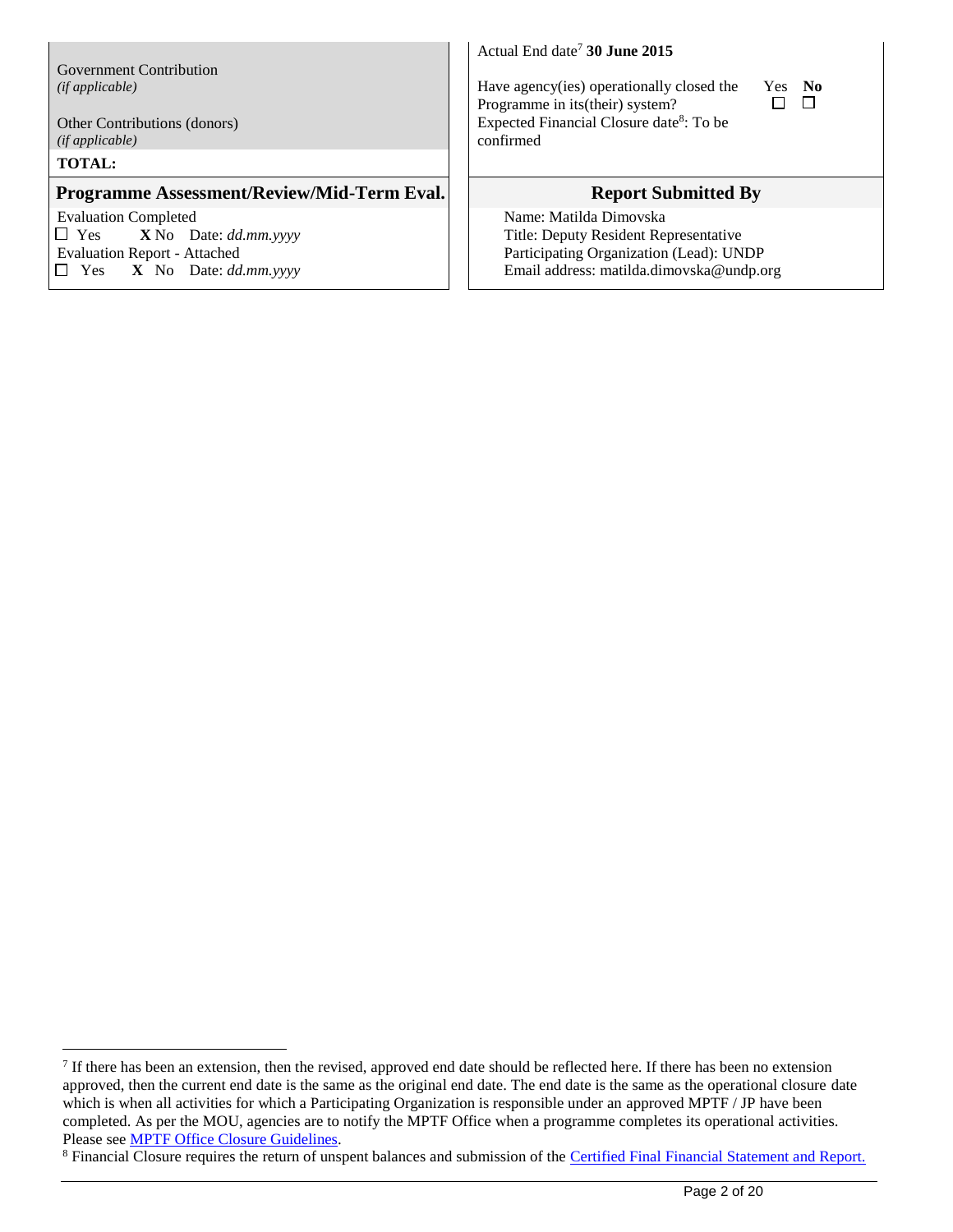| | |
|---|---|
| Government Contribution *(if applicable)* | Actual End date[7] **30 June 2015** |
| Other Contributions (donors) *(if applicable)* | Have agency(ies) operationally closed the Programme in its(their) system? Yes ☐ **No** ☐ |
| **TOTAL:** | Expected Financial Closure date[8]: To be confirmed |

| **Programme Assessment/Review/Mid-Term Eval.** | **Report Submitted By** |
|---|---|
| Evaluation Completed<br>☐ Yes **X** No Date: *dd.mm.yyyy*<br>Evaluation Report - Attached<br>☐ Yes **X** No Date: *dd.mm.yyyy* | Name: Matilda Dimovska<br>Title: Deputy Resident Representative<br>Participating Organization (Lead): UNDP<br>Email address: matilda.dimovska@undp.org |

[7] If there has been an extension, then the revised, approved end date should be reflected here. If there has been no extension approved, then the current end date is the same as the original end date. The end date is the same as the operational closure date which is when all activities for which a Participating Organization is responsible under an approved MPTF / JP have been completed. As per the MOU, agencies are to notify the MPTF Office when a programme completes its operational activities. Please see MPTF Office Closure Guidelines.

[8] Financial Closure requires the return of unspent balances and submission of the Certified Final Financial Statement and Report.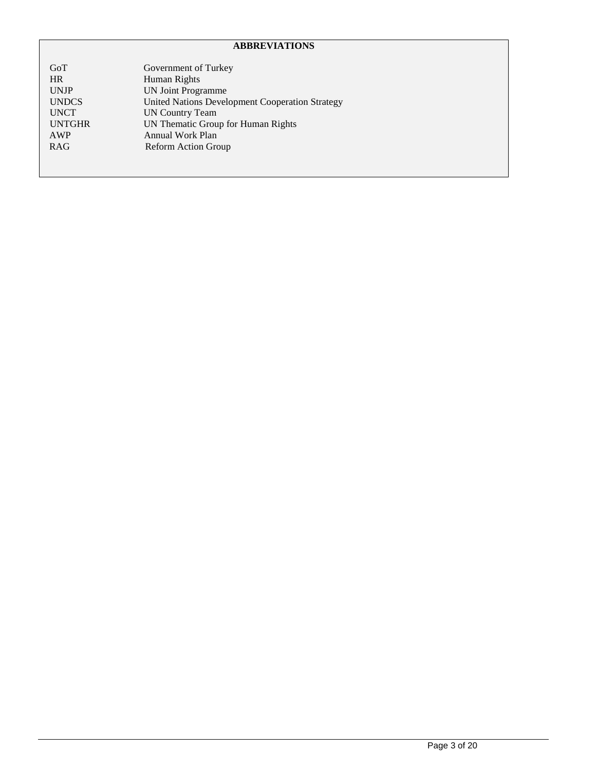## ABBREVIATIONS

| | |
|---|---|
| GoT | Government of Turkey |
| HR | Human Rights |
| UNJP | UN Joint Programme |
| UNDCS | United Nations Development Cooperation Strategy |
| UNCT | UN Country Team |
| UNTGHR | UN Thematic Group for Human Rights |
| AWP | Annual Work Plan |
| RAG | Reform Action Group |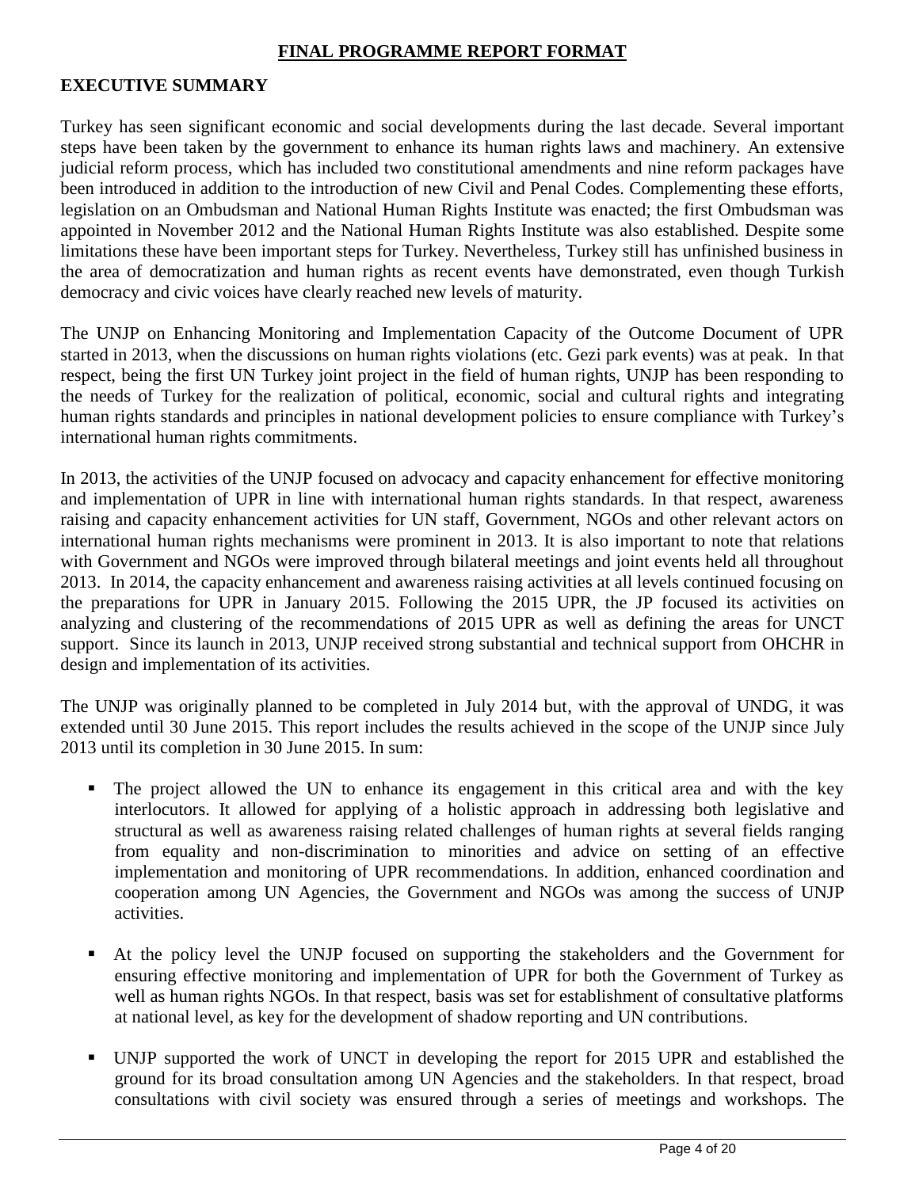## FINAL PROGRAMME REPORT FORMAT

### EXECUTIVE SUMMARY

Turkey has seen significant economic and social developments during the last decade. Several important steps have been taken by the government to enhance its human rights laws and machinery. An extensive judicial reform process, which has included two constitutional amendments and nine reform packages have been introduced in addition to the introduction of new Civil and Penal Codes. Complementing these efforts, legislation on an Ombudsman and National Human Rights Institute was enacted; the first Ombudsman was appointed in November 2012 and the National Human Rights Institute was also established. Despite some limitations these have been important steps for Turkey. Nevertheless, Turkey still has unfinished business in the area of democratization and human rights as recent events have demonstrated, even though Turkish democracy and civic voices have clearly reached new levels of maturity.

The UNJP on Enhancing Monitoring and Implementation Capacity of the Outcome Document of UPR started in 2013, when the discussions on human rights violations (etc. Gezi park events) was at peak. In that respect, being the first UN Turkey joint project in the field of human rights, UNJP has been responding to the needs of Turkey for the realization of political, economic, social and cultural rights and integrating human rights standards and principles in national development policies to ensure compliance with Turkey's international human rights commitments.

In 2013, the activities of the UNJP focused on advocacy and capacity enhancement for effective monitoring and implementation of UPR in line with international human rights standards. In that respect, awareness raising and capacity enhancement activities for UN staff, Government, NGOs and other relevant actors on international human rights mechanisms were prominent in 2013. It is also important to note that relations with Government and NGOs were improved through bilateral meetings and joint events held all throughout 2013. In 2014, the capacity enhancement and awareness raising activities at all levels continued focusing on the preparations for UPR in January 2015. Following the 2015 UPR, the JP focused its activities on analyzing and clustering of the recommendations of 2015 UPR as well as defining the areas for UNCT support. Since its launch in 2013, UNJP received strong substantial and technical support from OHCHR in design and implementation of its activities.

The UNJP was originally planned to be completed in July 2014 but, with the approval of UNDG, it was extended until 30 June 2015. This report includes the results achieved in the scope of the UNJP since July 2013 until its completion in 30 June 2015. In sum:

- The project allowed the UN to enhance its engagement in this critical area and with the key interlocutors. It allowed for applying of a holistic approach in addressing both legislative and structural as well as awareness raising related challenges of human rights at several fields ranging from equality and non-discrimination to minorities and advice on setting of an effective implementation and monitoring of UPR recommendations. In addition, enhanced coordination and cooperation among UN Agencies, the Government and NGOs was among the success of UNJP activities.
- At the policy level the UNJP focused on supporting the stakeholders and the Government for ensuring effective monitoring and implementation of UPR for both the Government of Turkey as well as human rights NGOs. In that respect, basis was set for establishment of consultative platforms at national level, as key for the development of shadow reporting and UN contributions.
- UNJP supported the work of UNCT in developing the report for 2015 UPR and established the ground for its broad consultation among UN Agencies and the stakeholders. In that respect, broad consultations with civil society was ensured through a series of meetings and workshops. The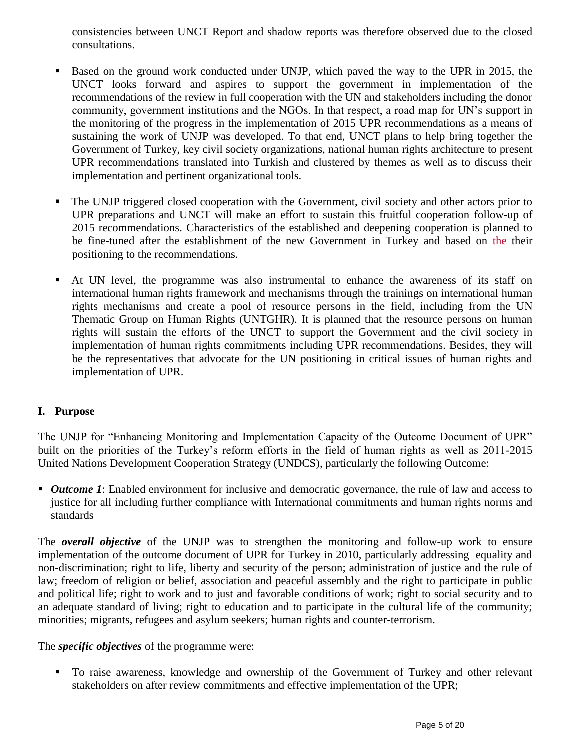consistencies between UNCT Report and shadow reports was therefore observed due to the closed consultations.

- Based on the ground work conducted under UNJP, which paved the way to the UPR in 2015, the UNCT looks forward and aspires to support the government in implementation of the recommendations of the review in full cooperation with the UN and stakeholders including the donor community, government institutions and the NGOs. In that respect, a road map for UN's support in the monitoring of the progress in the implementation of 2015 UPR recommendations as a means of sustaining the work of UNJP was developed. To that end, UNCT plans to help bring together the Government of Turkey, key civil society organizations, national human rights architecture to present UPR recommendations translated into Turkish and clustered by themes as well as to discuss their implementation and pertinent organizational tools.

- The UNJP triggered closed cooperation with the Government, civil society and other actors prior to UPR preparations and UNCT will make an effort to sustain this fruitful cooperation follow-up of 2015 recommendations. Characteristics of the established and deepening cooperation is planned to be fine-tuned after the establishment of the new Government in Turkey and based on ~~the~~ their positioning to the recommendations.

- At UN level, the programme was also instrumental to enhance the awareness of its staff on international human rights framework and mechanisms through the trainings on international human rights mechanisms and create a pool of resource persons in the field, including from the UN Thematic Group on Human Rights (UNTGHR). It is planned that the resource persons on human rights will sustain the efforts of the UNCT to support the Government and the civil society in implementation of human rights commitments including UPR recommendations. Besides, they will be the representatives that advocate for the UN positioning in critical issues of human rights and implementation of UPR.

## I. Purpose

The UNJP for "Enhancing Monitoring and Implementation Capacity of the Outcome Document of UPR" built on the priorities of the Turkey's reform efforts in the field of human rights as well as 2011-2015 United Nations Development Cooperation Strategy (UNDCS), particularly the following Outcome:

- ***Outcome 1***: Enabled environment for inclusive and democratic governance, the rule of law and access to justice for all including further compliance with International commitments and human rights norms and standards

The ***overall objective*** of the UNJP was to strengthen the monitoring and follow-up work to ensure implementation of the outcome document of UPR for Turkey in 2010, particularly addressing equality and non-discrimination; right to life, liberty and security of the person; administration of justice and the rule of law; freedom of religion or belief, association and peaceful assembly and the right to participate in public and political life; right to work and to just and favorable conditions of work; right to social security and to an adequate standard of living; right to education and to participate in the cultural life of the community; minorities; migrants, refugees and asylum seekers; human rights and counter-terrorism.

The ***specific objectives*** of the programme were:

- To raise awareness, knowledge and ownership of the Government of Turkey and other relevant stakeholders on after review commitments and effective implementation of the UPR;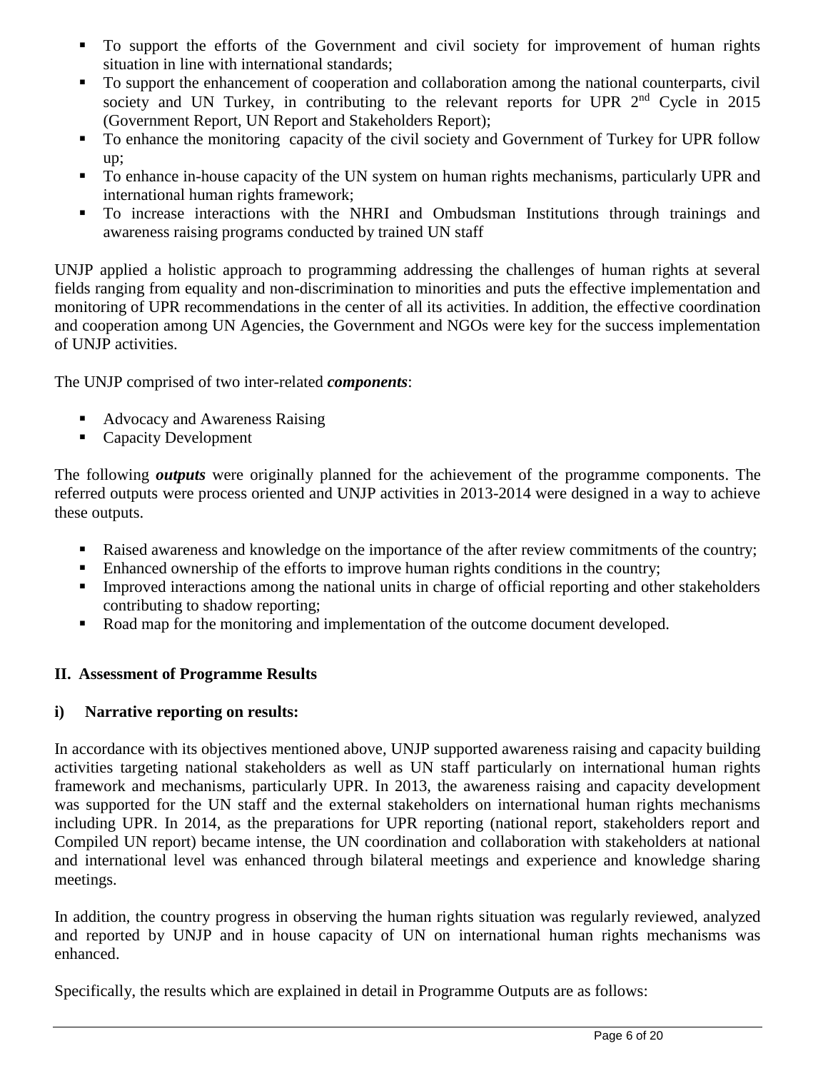- To support the efforts of the Government and civil society for improvement of human rights situation in line with international standards;
- To support the enhancement of cooperation and collaboration among the national counterparts, civil society and UN Turkey, in contributing to the relevant reports for UPR 2nd Cycle in 2015 (Government Report, UN Report and Stakeholders Report);
- To enhance the monitoring capacity of the civil society and Government of Turkey for UPR follow up;
- To enhance in-house capacity of the UN system on human rights mechanisms, particularly UPR and international human rights framework;
- To increase interactions with the NHRI and Ombudsman Institutions through trainings and awareness raising programs conducted by trained UN staff

UNJP applied a holistic approach to programming addressing the challenges of human rights at several fields ranging from equality and non-discrimination to minorities and puts the effective implementation and monitoring of UPR recommendations in the center of all its activities. In addition, the effective coordination and cooperation among UN Agencies, the Government and NGOs were key for the success implementation of UNJP activities.

The UNJP comprised of two inter-related ***components***:

- Advocacy and Awareness Raising
- Capacity Development

The following ***outputs*** were originally planned for the achievement of the programme components. The referred outputs were process oriented and UNJP activities in 2013-2014 were designed in a way to achieve these outputs.

- Raised awareness and knowledge on the importance of the after review commitments of the country;
- Enhanced ownership of the efforts to improve human rights conditions in the country;
- Improved interactions among the national units in charge of official reporting and other stakeholders contributing to shadow reporting;
- Road map for the monitoring and implementation of the outcome document developed.

## II. Assessment of Programme Results

### i) Narrative reporting on results:

In accordance with its objectives mentioned above, UNJP supported awareness raising and capacity building activities targeting national stakeholders as well as UN staff particularly on international human rights framework and mechanisms, particularly UPR. In 2013, the awareness raising and capacity development was supported for the UN staff and the external stakeholders on international human rights mechanisms including UPR. In 2014, as the preparations for UPR reporting (national report, stakeholders report and Compiled UN report) became intense, the UN coordination and collaboration with stakeholders at national and international level was enhanced through bilateral meetings and experience and knowledge sharing meetings.

In addition, the country progress in observing the human rights situation was regularly reviewed, analyzed and reported by UNJP and in house capacity of UN on international human rights mechanisms was enhanced.

Specifically, the results which are explained in detail in Programme Outputs are as follows: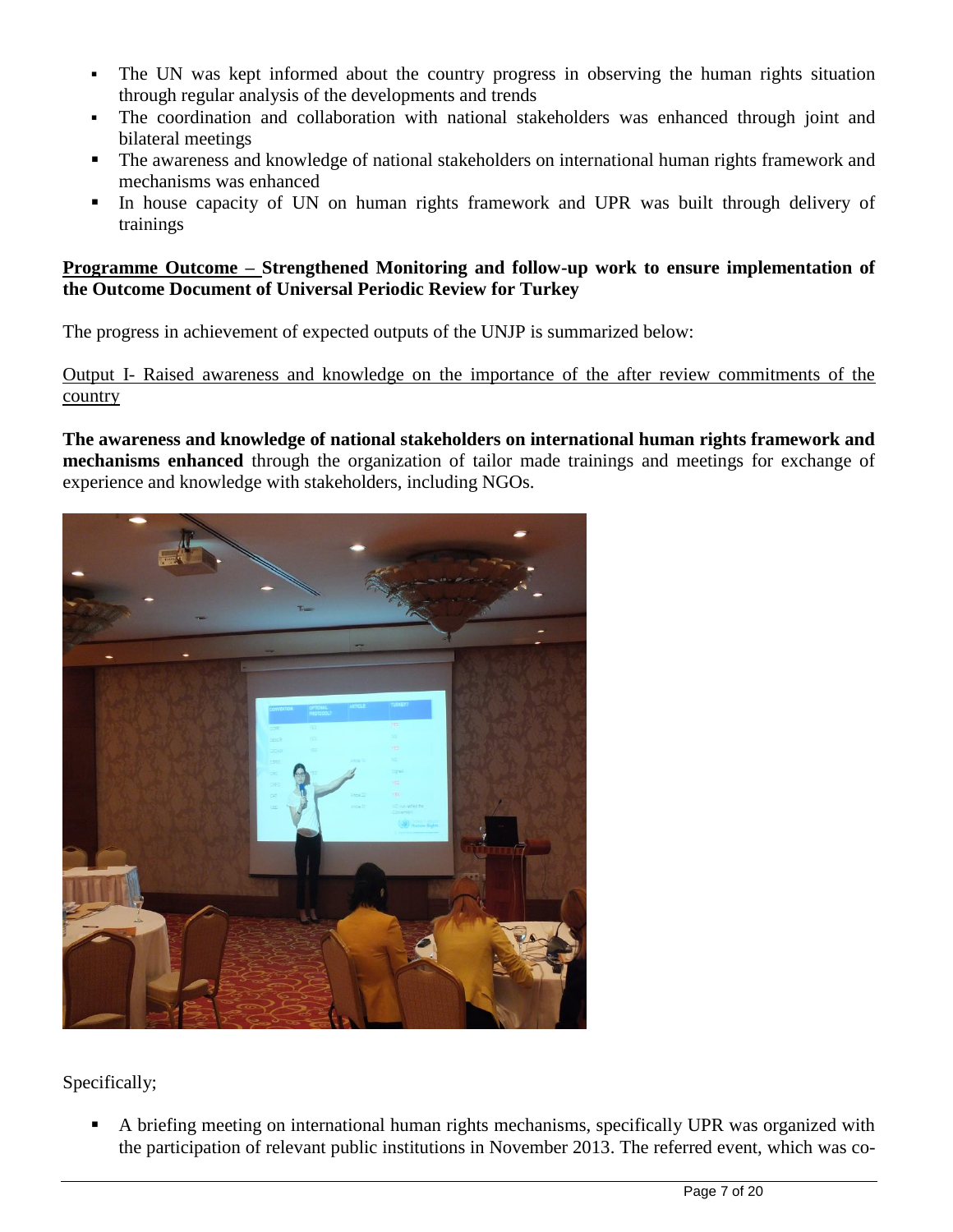- The UN was kept informed about the country progress in observing the human rights situation through regular analysis of the developments and trends
- The coordination and collaboration with national stakeholders was enhanced through joint and bilateral meetings
- The awareness and knowledge of national stakeholders on international human rights framework and mechanisms was enhanced
- In house capacity of UN on human rights framework and UPR was built through delivery of trainings

**Programme Outcome – Strengthened Monitoring and follow-up work to ensure implementation of the Outcome Document of Universal Periodic Review for Turkey**

The progress in achievement of expected outputs of the UNJP is summarized below:

Output I- Raised awareness and knowledge on the importance of the after review commitments of the country

**The awareness and knowledge of national stakeholders on international human rights framework and mechanisms enhanced** through the organization of tailor made trainings and meetings for exchange of experience and knowledge with stakeholders, including NGOs.

Specifically;

- A briefing meeting on international human rights mechanisms, specifically UPR was organized with the participation of relevant public institutions in November 2013. The referred event, which was co-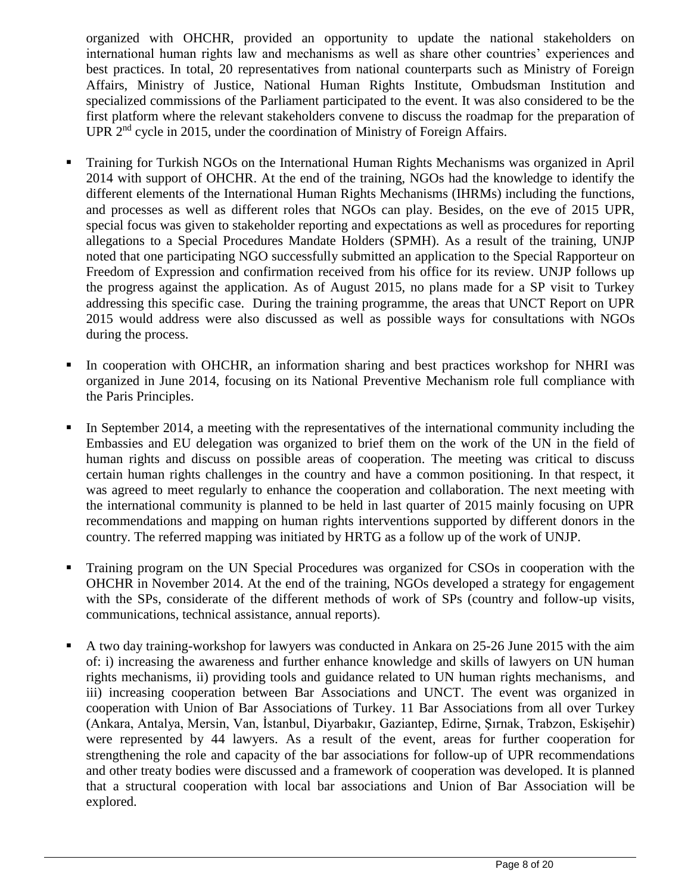organized with OHCHR, provided an opportunity to update the national stakeholders on international human rights law and mechanisms as well as share other countries' experiences and best practices. In total, 20 representatives from national counterparts such as Ministry of Foreign Affairs, Ministry of Justice, National Human Rights Institute, Ombudsman Institution and specialized commissions of the Parliament participated to the event. It was also considered to be the first platform where the relevant stakeholders convene to discuss the roadmap for the preparation of UPR 2nd cycle in 2015, under the coordination of Ministry of Foreign Affairs.

- Training for Turkish NGOs on the International Human Rights Mechanisms was organized in April 2014 with support of OHCHR. At the end of the training, NGOs had the knowledge to identify the different elements of the International Human Rights Mechanisms (IHRMs) including the functions, and processes as well as different roles that NGOs can play. Besides, on the eve of 2015 UPR, special focus was given to stakeholder reporting and expectations as well as procedures for reporting allegations to a Special Procedures Mandate Holders (SPMH). As a result of the training, UNJP noted that one participating NGO successfully submitted an application to the Special Rapporteur on Freedom of Expression and confirmation received from his office for its review. UNJP follows up the progress against the application. As of August 2015, no plans made for a SP visit to Turkey addressing this specific case. During the training programme, the areas that UNCT Report on UPR 2015 would address were also discussed as well as possible ways for consultations with NGOs during the process.

- In cooperation with OHCHR, an information sharing and best practices workshop for NHRI was organized in June 2014, focusing on its National Preventive Mechanism role full compliance with the Paris Principles.

- In September 2014, a meeting with the representatives of the international community including the Embassies and EU delegation was organized to brief them on the work of the UN in the field of human rights and discuss on possible areas of cooperation. The meeting was critical to discuss certain human rights challenges in the country and have a common positioning. In that respect, it was agreed to meet regularly to enhance the cooperation and collaboration. The next meeting with the international community is planned to be held in last quarter of 2015 mainly focusing on UPR recommendations and mapping on human rights interventions supported by different donors in the country. The referred mapping was initiated by HRTG as a follow up of the work of UNJP.

- Training program on the UN Special Procedures was organized for CSOs in cooperation with the OHCHR in November 2014. At the end of the training, NGOs developed a strategy for engagement with the SPs, considerate of the different methods of work of SPs (country and follow-up visits, communications, technical assistance, annual reports).

- A two day training-workshop for lawyers was conducted in Ankara on 25-26 June 2015 with the aim of: i) increasing the awareness and further enhance knowledge and skills of lawyers on UN human rights mechanisms, ii) providing tools and guidance related to UN human rights mechanisms, and iii) increasing cooperation between Bar Associations and UNCT. The event was organized in cooperation with Union of Bar Associations of Turkey. 11 Bar Associations from all over Turkey (Ankara, Antalya, Mersin, Van, İstanbul, Diyarbakır, Gaziantep, Edirne, Şırnak, Trabzon, Eskişehir) were represented by 44 lawyers. As a result of the event, areas for further cooperation for strengthening the role and capacity of the bar associations for follow-up of UPR recommendations and other treaty bodies were discussed and a framework of cooperation was developed. It is planned that a structural cooperation with local bar associations and Union of Bar Association will be explored.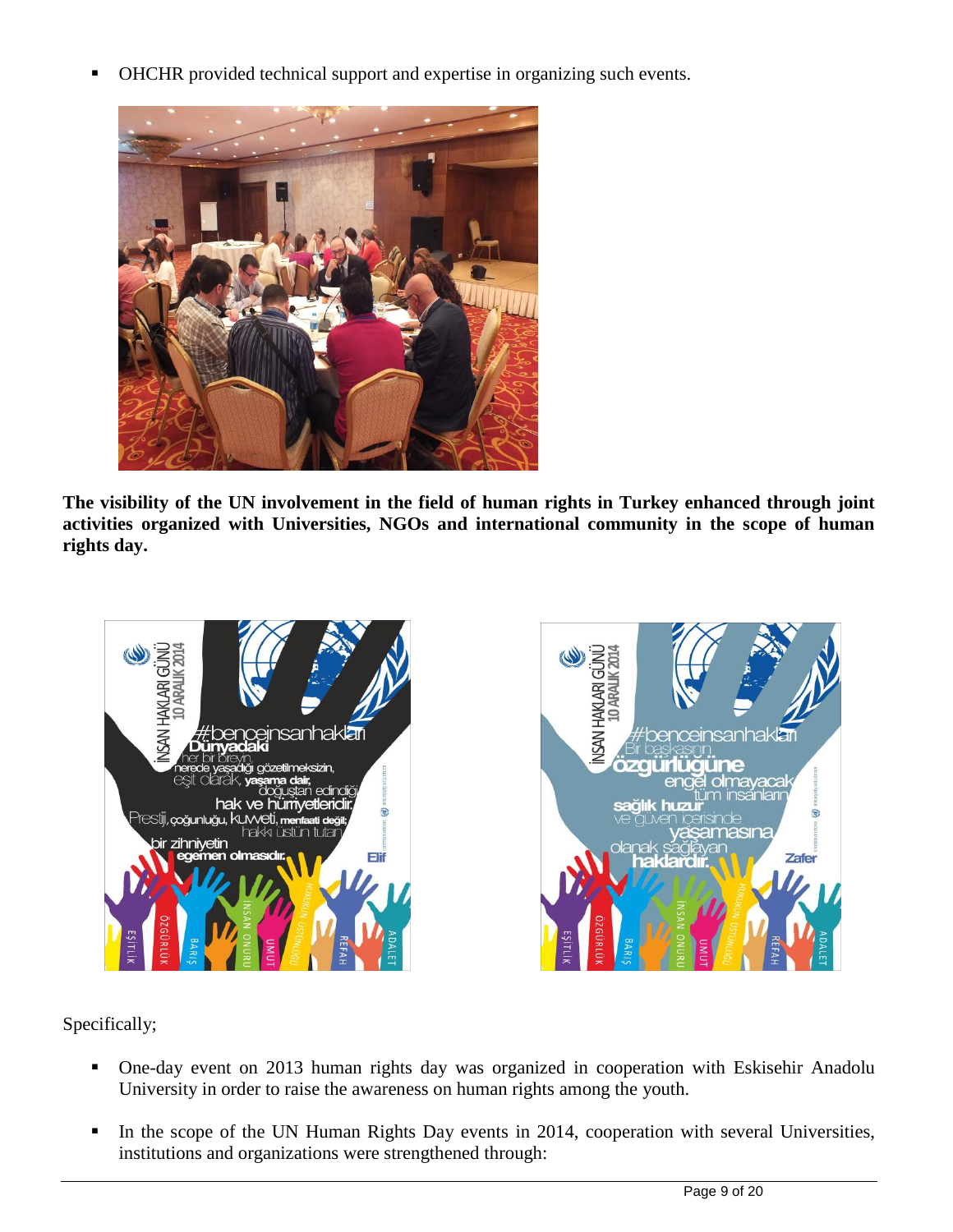- OHCHR provided technical support and expertise in organizing such events.

**The visibility of the UN involvement in the field of human rights in Turkey enhanced through joint activities organized with Universities, NGOs and international community in the scope of human rights day.**

Specifically;

- One-day event on 2013 human rights day was organized in cooperation with Eskisehir Anadolu University in order to raise the awareness on human rights among the youth.

- In the scope of the UN Human Rights Day events in 2014, cooperation with several Universities, institutions and organizations were strengthened through: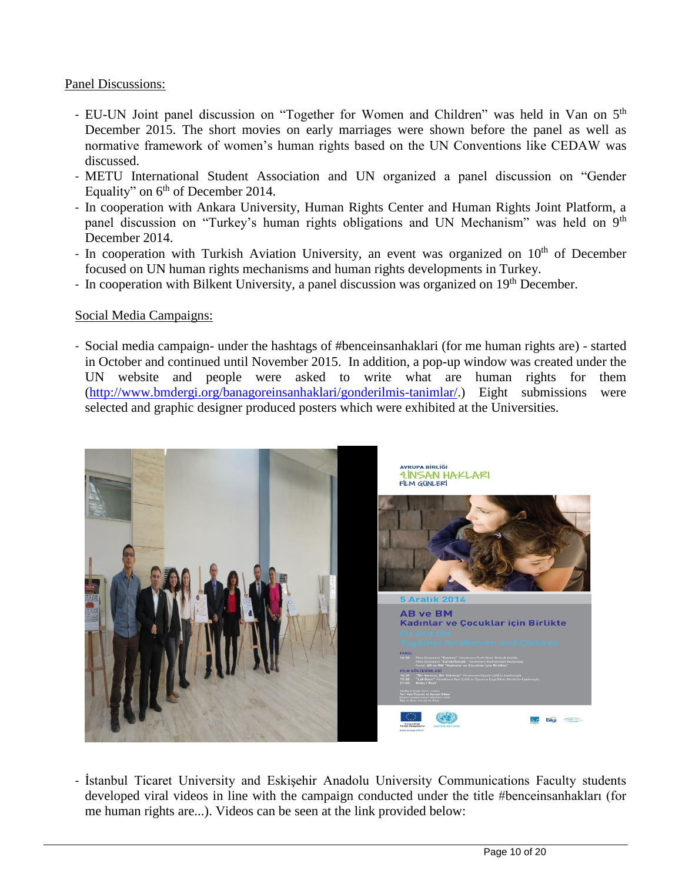Panel Discussions:

- EU-UN Joint panel discussion on "Together for Women and Children" was held in Van on 5th December 2015. The short movies on early marriages were shown before the panel as well as normative framework of women's human rights based on the UN Conventions like CEDAW was discussed.
- METU International Student Association and UN organized a panel discussion on "Gender Equality" on 6th of December 2014.
- In cooperation with Ankara University, Human Rights Center and Human Rights Joint Platform, a panel discussion on "Turkey's human rights obligations and UN Mechanism" was held on 9th December 2014.
- In cooperation with Turkish Aviation University, an event was organized on 10th of December focused on UN human rights mechanisms and human rights developments in Turkey.
- In cooperation with Bilkent University, a panel discussion was organized on 19th December.

Social Media Campaigns:

- Social media campaign- under the hashtags of #benceinsanhaklari (for me human rights are) - started in October and continued until November 2015. In addition, a pop-up window was created under the UN website and people were asked to write what are human rights for them (http://www.bmdergi.org/banagoreinsanhaklari/gonderilmis-tanimlar/.) Eight submissions were selected and graphic designer produced posters which were exhibited at the Universities.

- İstanbul Ticaret University and Eskişehir Anadolu University Communications Faculty students developed viral videos in line with the campaign conducted under the title #benceinsanhakları (for me human rights are...). Videos can be seen at the link provided below: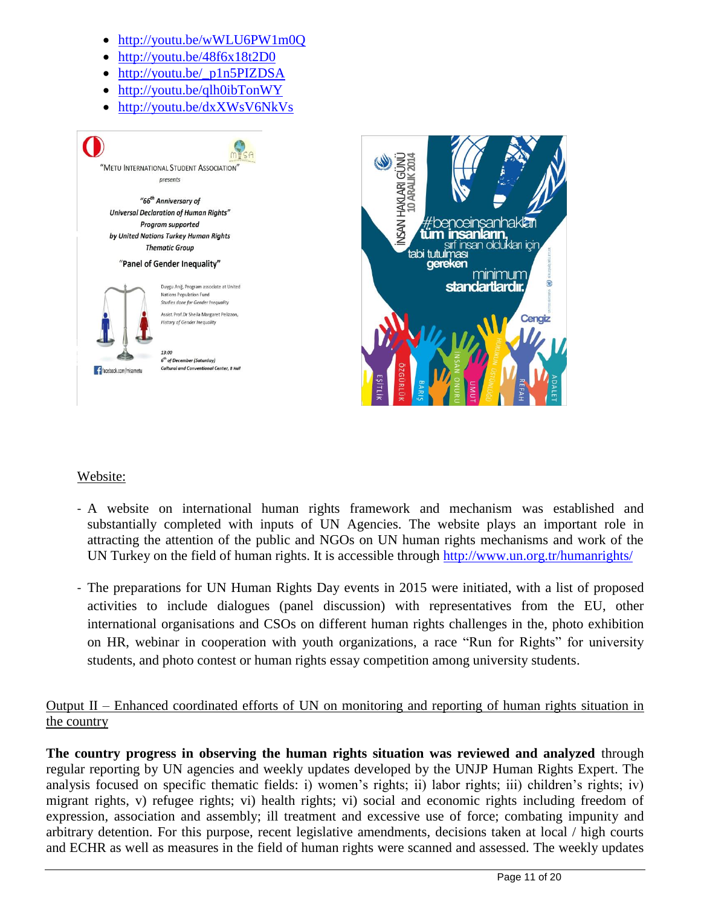- http://youtu.be/wWLU6PW1m0Q
- http://youtu.be/48f6x18t2D0
- http://youtu.be/_p1n5PIZDSA
- http://youtu.be/qlh0ibTonWY
- http://youtu.be/dxXWsV6NkVs

Website:

- A website on international human rights framework and mechanism was established and substantially completed with inputs of UN Agencies. The website plays an important role in attracting the attention of the public and NGOs on UN human rights mechanisms and work of the UN Turkey on the field of human rights. It is accessible through http://www.un.org.tr/humanrights/

- The preparations for UN Human Rights Day events in 2015 were initiated, with a list of proposed activities to include dialogues (panel discussion) with representatives from the EU, other international organisations and CSOs on different human rights challenges in the, photo exhibition on HR, webinar in cooperation with youth organizations, a race "Run for Rights" for university students, and photo contest or human rights essay competition among university students.

Output II – Enhanced coordinated efforts of UN on monitoring and reporting of human rights situation in the country

**The country progress in observing the human rights situation was reviewed and analyzed** through regular reporting by UN agencies and weekly updates developed by the UNJP Human Rights Expert. The analysis focused on specific thematic fields: i) women's rights; ii) labor rights; iii) children's rights; iv) migrant rights, v) refugee rights; vi) health rights; vi) social and economic rights including freedom of expression, association and assembly; ill treatment and excessive use of force; combating impunity and arbitrary detention. For this purpose, recent legislative amendments, decisions taken at local / high courts and ECHR as well as measures in the field of human rights were scanned and assessed. The weekly updates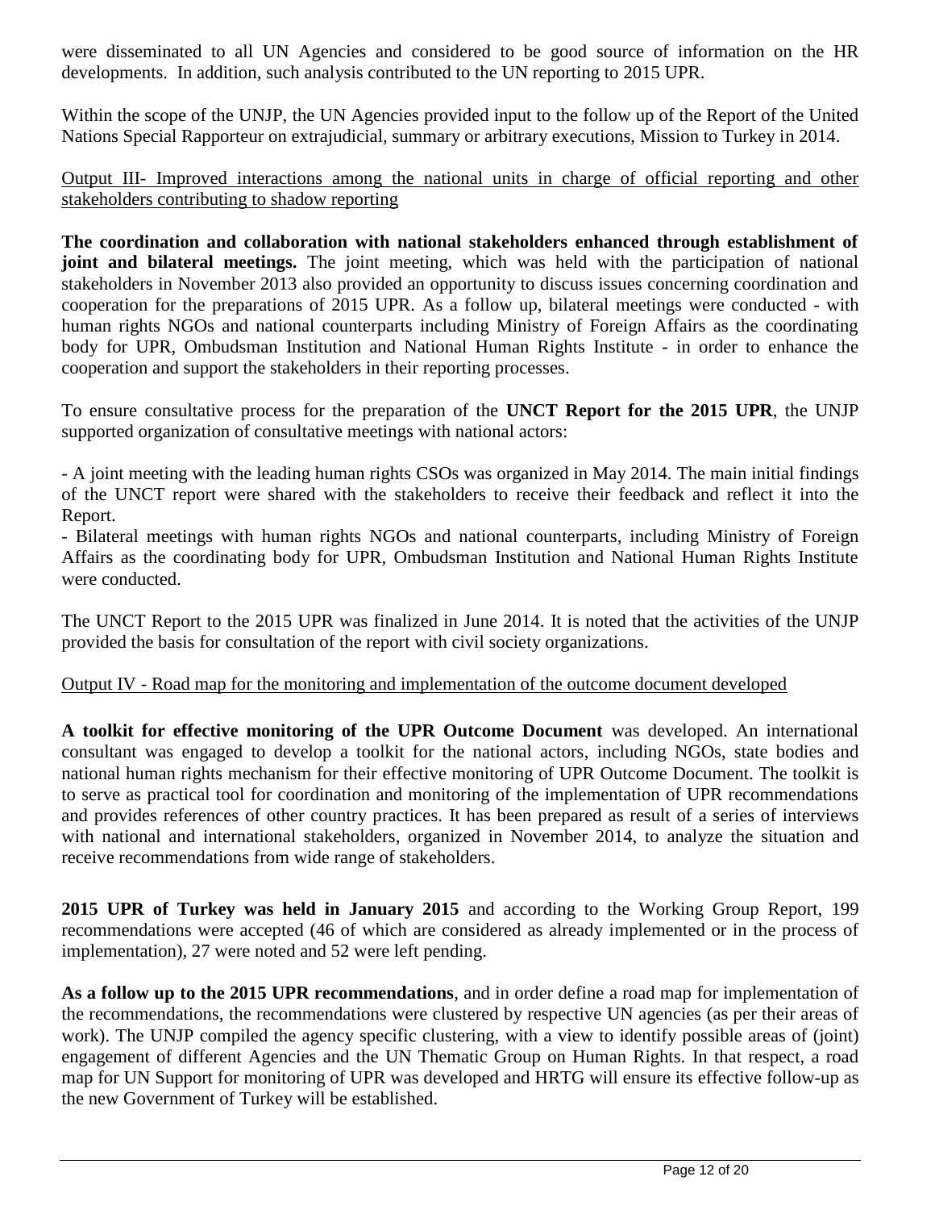were disseminated to all UN Agencies and considered to be good source of information on the HR developments. In addition, such analysis contributed to the UN reporting to 2015 UPR.

Within the scope of the UNJP, the UN Agencies provided input to the follow up of the Report of the United Nations Special Rapporteur on extrajudicial, summary or arbitrary executions, Mission to Turkey in 2014.

Output III- Improved interactions among the national units in charge of official reporting and other stakeholders contributing to shadow reporting

**The coordination and collaboration with national stakeholders enhanced through establishment of joint and bilateral meetings.** The joint meeting, which was held with the participation of national stakeholders in November 2013 also provided an opportunity to discuss issues concerning coordination and cooperation for the preparations of 2015 UPR. As a follow up, bilateral meetings were conducted - with human rights NGOs and national counterparts including Ministry of Foreign Affairs as the coordinating body for UPR, Ombudsman Institution and National Human Rights Institute - in order to enhance the cooperation and support the stakeholders in their reporting processes.

To ensure consultative process for the preparation of the **UNCT Report for the 2015 UPR**, the UNJP supported organization of consultative meetings with national actors:

- A joint meeting with the leading human rights CSOs was organized in May 2014. The main initial findings of the UNCT report were shared with the stakeholders to receive their feedback and reflect it into the Report.
- Bilateral meetings with human rights NGOs and national counterparts, including Ministry of Foreign Affairs as the coordinating body for UPR, Ombudsman Institution and National Human Rights Institute were conducted.

The UNCT Report to the 2015 UPR was finalized in June 2014. It is noted that the activities of the UNJP provided the basis for consultation of the report with civil society organizations.

Output IV - Road map for the monitoring and implementation of the outcome document developed

**A toolkit for effective monitoring of the UPR Outcome Document** was developed. An international consultant was engaged to develop a toolkit for the national actors, including NGOs, state bodies and national human rights mechanism for their effective monitoring of UPR Outcome Document. The toolkit is to serve as practical tool for coordination and monitoring of the implementation of UPR recommendations and provides references of other country practices. It has been prepared as result of a series of interviews with national and international stakeholders, organized in November 2014, to analyze the situation and receive recommendations from wide range of stakeholders.

**2015 UPR of Turkey was held in January 2015** and according to the Working Group Report, 199 recommendations were accepted (46 of which are considered as already implemented or in the process of implementation), 27 were noted and 52 were left pending.

**As a follow up to the 2015 UPR recommendations**, and in order define a road map for implementation of the recommendations, the recommendations were clustered by respective UN agencies (as per their areas of work). The UNJP compiled the agency specific clustering, with a view to identify possible areas of (joint) engagement of different Agencies and the UN Thematic Group on Human Rights. In that respect, a road map for UN Support for monitoring of UPR was developed and HRTG will ensure its effective follow-up as the new Government of Turkey will be established.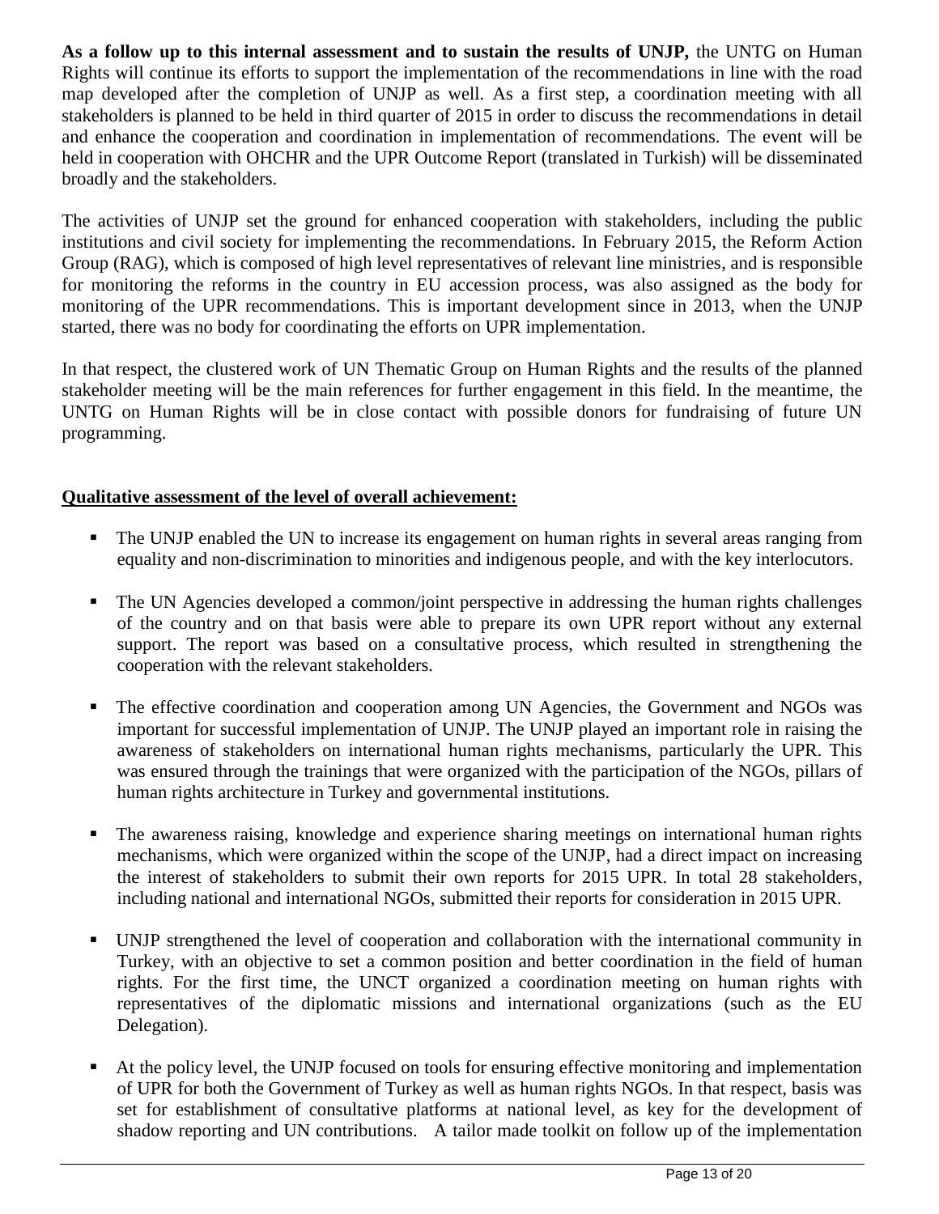**As a follow up to this internal assessment and to sustain the results of UNJP,** the UNTG on Human Rights will continue its efforts to support the implementation of the recommendations in line with the road map developed after the completion of UNJP as well. As a first step, a coordination meeting with all stakeholders is planned to be held in third quarter of 2015 in order to discuss the recommendations in detail and enhance the cooperation and coordination in implementation of recommendations. The event will be held in cooperation with OHCHR and the UPR Outcome Report (translated in Turkish) will be disseminated broadly and the stakeholders.

The activities of UNJP set the ground for enhanced cooperation with stakeholders, including the public institutions and civil society for implementing the recommendations. In February 2015, the Reform Action Group (RAG), which is composed of high level representatives of relevant line ministries, and is responsible for monitoring the reforms in the country in EU accession process, was also assigned as the body for monitoring of the UPR recommendations. This is important development since in 2013, when the UNJP started, there was no body for coordinating the efforts on UPR implementation.

In that respect, the clustered work of UN Thematic Group on Human Rights and the results of the planned stakeholder meeting will be the main references for further engagement in this field. In the meantime, the UNTG on Human Rights will be in close contact with possible donors for fundraising of future UN programming.

**Qualitative assessment of the level of overall achievement:**

- The UNJP enabled the UN to increase its engagement on human rights in several areas ranging from equality and non-discrimination to minorities and indigenous people, and with the key interlocutors.

- The UN Agencies developed a common/joint perspective in addressing the human rights challenges of the country and on that basis were able to prepare its own UPR report without any external support. The report was based on a consultative process, which resulted in strengthening the cooperation with the relevant stakeholders.

- The effective coordination and cooperation among UN Agencies, the Government and NGOs was important for successful implementation of UNJP. The UNJP played an important role in raising the awareness of stakeholders on international human rights mechanisms, particularly the UPR. This was ensured through the trainings that were organized with the participation of the NGOs, pillars of human rights architecture in Turkey and governmental institutions.

- The awareness raising, knowledge and experience sharing meetings on international human rights mechanisms, which were organized within the scope of the UNJP, had a direct impact on increasing the interest of stakeholders to submit their own reports for 2015 UPR. In total 28 stakeholders, including national and international NGOs, submitted their reports for consideration in 2015 UPR.

- UNJP strengthened the level of cooperation and collaboration with the international community in Turkey, with an objective to set a common position and better coordination in the field of human rights. For the first time, the UNCT organized a coordination meeting on human rights with representatives of the diplomatic missions and international organizations (such as the EU Delegation).

- At the policy level, the UNJP focused on tools for ensuring effective monitoring and implementation of UPR for both the Government of Turkey as well as human rights NGOs. In that respect, basis was set for establishment of consultative platforms at national level, as key for the development of shadow reporting and UN contributions. A tailor made toolkit on follow up of the implementation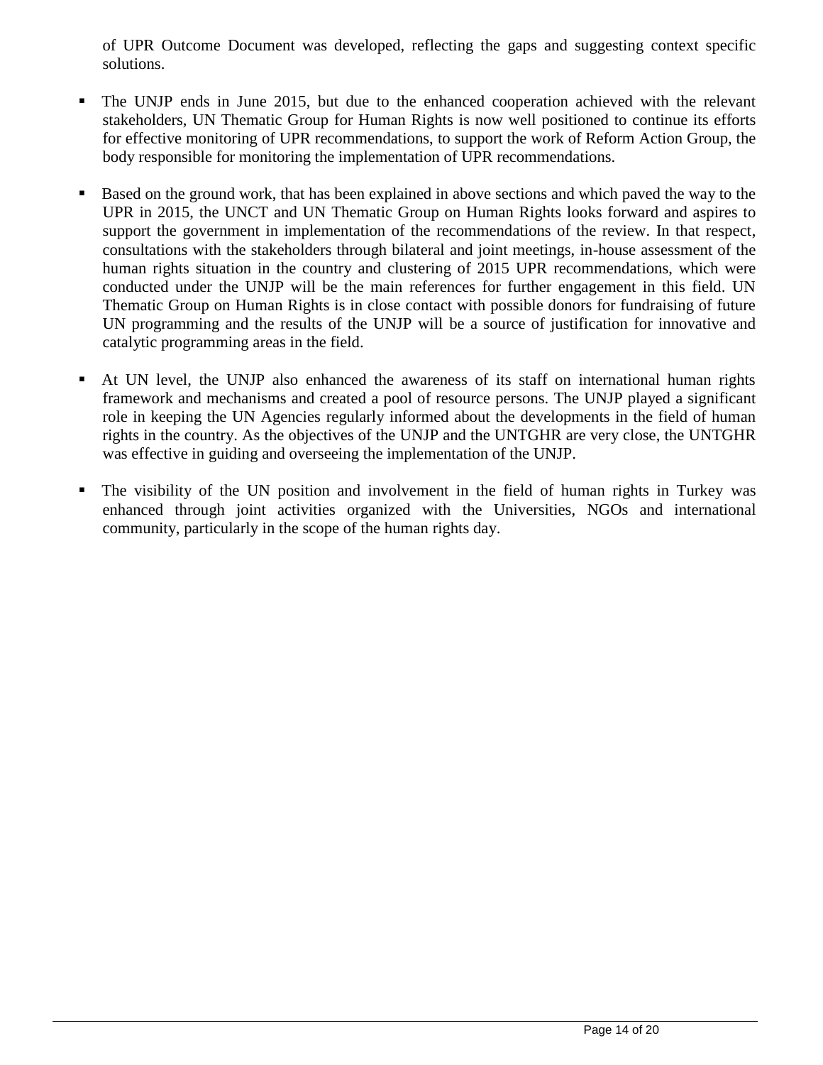of UPR Outcome Document was developed, reflecting the gaps and suggesting context specific solutions.

- The UNJP ends in June 2015, but due to the enhanced cooperation achieved with the relevant stakeholders, UN Thematic Group for Human Rights is now well positioned to continue its efforts for effective monitoring of UPR recommendations, to support the work of Reform Action Group, the body responsible for monitoring the implementation of UPR recommendations.

- Based on the ground work, that has been explained in above sections and which paved the way to the UPR in 2015, the UNCT and UN Thematic Group on Human Rights looks forward and aspires to support the government in implementation of the recommendations of the review. In that respect, consultations with the stakeholders through bilateral and joint meetings, in-house assessment of the human rights situation in the country and clustering of 2015 UPR recommendations, which were conducted under the UNJP will be the main references for further engagement in this field. UN Thematic Group on Human Rights is in close contact with possible donors for fundraising of future UN programming and the results of the UNJP will be a source of justification for innovative and catalytic programming areas in the field.

- At UN level, the UNJP also enhanced the awareness of its staff on international human rights framework and mechanisms and created a pool of resource persons. The UNJP played a significant role in keeping the UN Agencies regularly informed about the developments in the field of human rights in the country. As the objectives of the UNJP and the UNTGHR are very close, the UNTGHR was effective in guiding and overseeing the implementation of the UNJP.

- The visibility of the UN position and involvement in the field of human rights in Turkey was enhanced through joint activities organized with the Universities, NGOs and international community, particularly in the scope of the human rights day.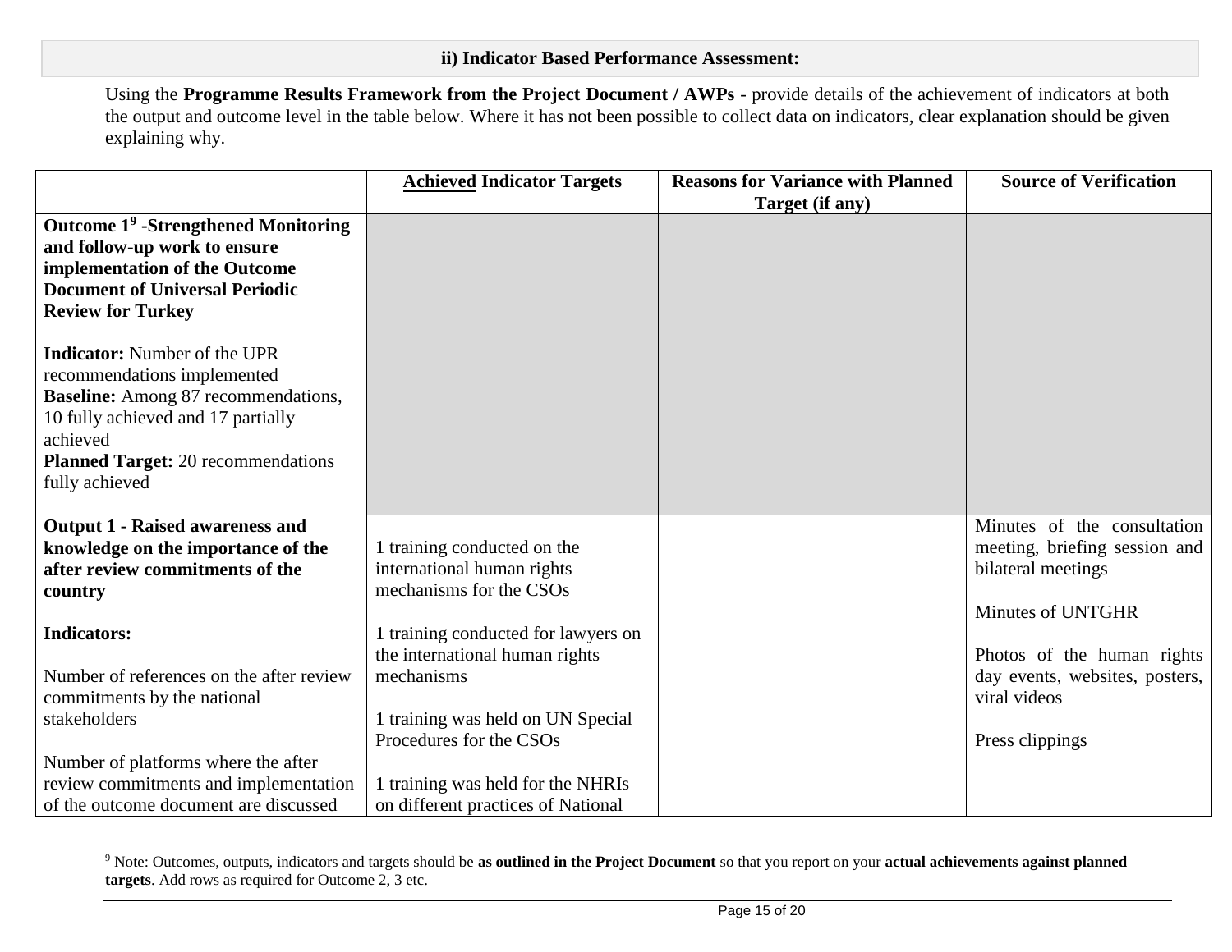**ii) Indicator Based Performance Assessment:**

Using the **Programme Results Framework from the Project Document / AWPs** - provide details of the achievement of indicators at both the output and outcome level in the table below. Where it has not been possible to collect data on indicators, clear explanation should be given explaining why.

| | **Achieved** **Indicator Targets** | **Reasons for Variance with Planned Target (if any)** | **Source of Verification** |
|---|---|---|---|
| **Outcome 1[9] -Strengthened Monitoring and follow-up work to ensure implementation of the Outcome Document of Universal Periodic Review for Turkey**<br><br>**Indicator:** Number of the UPR recommendations implemented<br>**Baseline:** Among 87 recommendations, 10 fully achieved and 17 partially achieved<br>**Planned Target:** 20 recommendations fully achieved | | | |
| **Output 1 - Raised awareness and knowledge on the importance of the after review commitments of the country**<br><br>**Indicators:**<br><br>Number of references on the after review commitments by the national stakeholders<br><br>Number of platforms where the after review commitments and implementation of the outcome document are discussed | 1 training conducted on the international human rights mechanisms for the CSOs<br><br>1 training conducted for lawyers on the international human rights mechanisms<br><br>1 training was held on UN Special Procedures for the CSOs<br><br>1 training was held for the NHRIs on different practices of National | | Minutes of the consultation meeting, briefing session and bilateral meetings<br><br>Minutes of UNTGHR<br><br>Photos of the human rights day events, websites, posters, viral videos<br><br>Press clippings |

[9] Note: Outcomes, outputs, indicators and targets should be **as outlined in the Project Document** so that you report on your **actual achievements against planned targets**. Add rows as required for Outcome 2, 3 etc.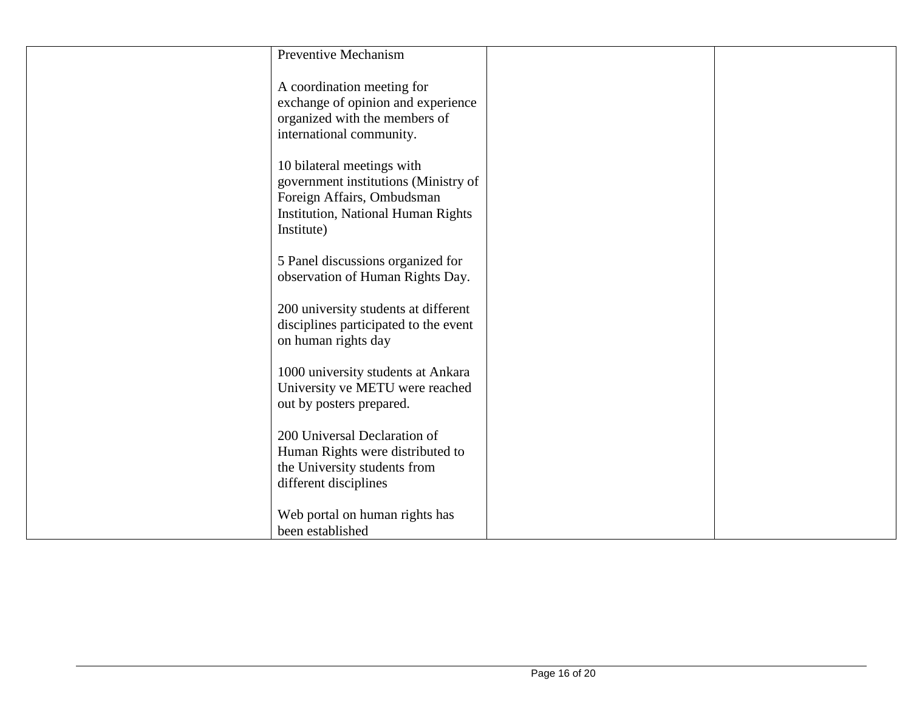| | | | |
|---|---|---|---|
| | Preventive Mechanism<br><br>A coordination meeting for exchange of opinion and experience organized with the members of international community.<br><br>10 bilateral meetings with government institutions (Ministry of Foreign Affairs, Ombudsman Institution, National Human Rights Institute)<br><br>5 Panel discussions organized for observation of Human Rights Day.<br><br>200 university students at different disciplines participated to the event on human rights day<br><br>1000 university students at Ankara University ve METU were reached out by posters prepared.<br><br>200 Universal Declaration of Human Rights were distributed to the University students from different disciplines<br><br>Web portal on human rights has been established | | |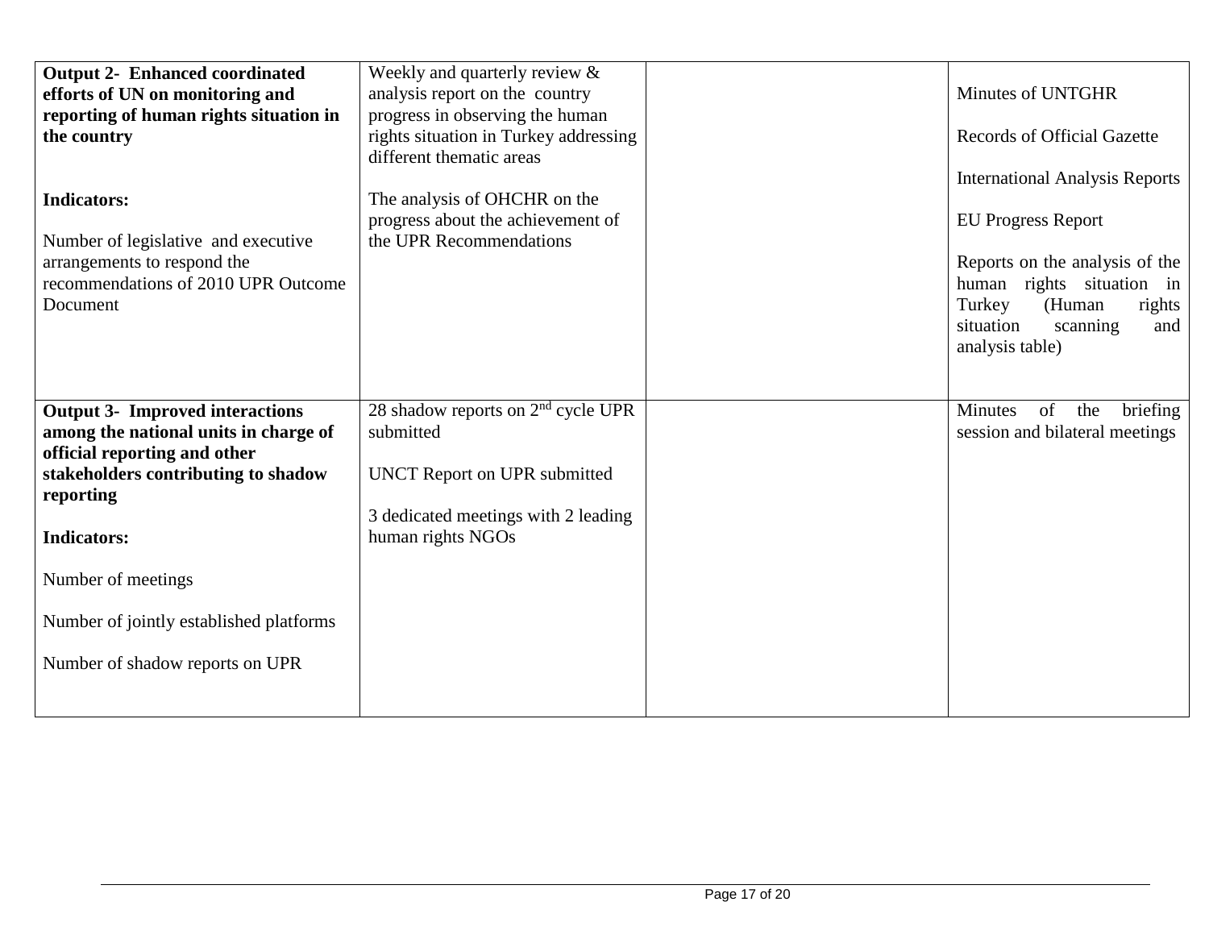| | | | |
|---|---|---|---|
| **Output 2- Enhanced coordinated efforts of UN on monitoring and reporting of human rights situation in the country**<br><br>**Indicators:**<br><br>Number of legislative and executive arrangements to respond the recommendations of 2010 UPR Outcome Document | Weekly and quarterly review & analysis report on the country progress in observing the human rights situation in Turkey addressing different thematic areas<br><br>The analysis of OHCHR on the progress about the achievement of the UPR Recommendations | | Minutes of UNTGHR<br><br>Records of Official Gazette<br><br>International Analysis Reports<br><br>EU Progress Report<br><br>Reports on the analysis of the human rights situation in Turkey (Human rights situation scanning and analysis table) |
| **Output 3- Improved interactions among the national units in charge of official reporting and other stakeholders contributing to shadow reporting**<br><br>**Indicators:**<br><br>Number of meetings<br><br>Number of jointly established platforms<br><br>Number of shadow reports on UPR | 28 shadow reports on 2nd cycle UPR submitted<br><br>UNCT Report on UPR submitted<br><br>3 dedicated meetings with 2 leading human rights NGOs | | Minutes of the briefing session and bilateral meetings |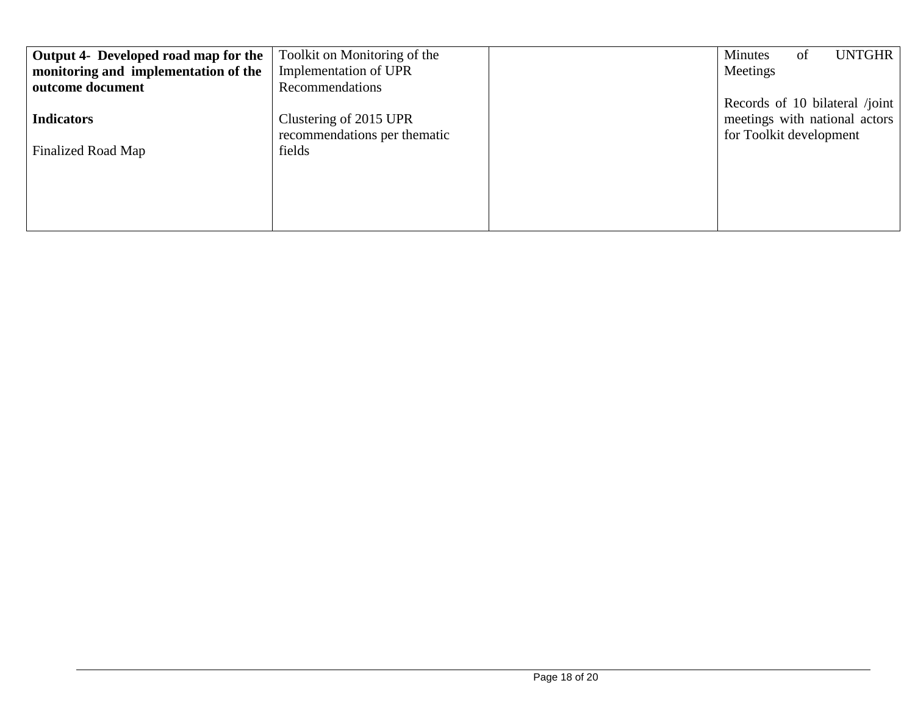| **Output 4- Developed road map for the monitoring and implementation of the outcome document**<br><br>**Indicators**<br><br>Finalized Road Map | Toolkit on Monitoring of the Implementation of UPR Recommendations<br><br>Clustering of 2015 UPR recommendations per thematic fields | | Minutes of UNTGHR Meetings<br><br>Records of 10 bilateral /joint meetings with national actors for Toolkit development |
|---|---|---|---|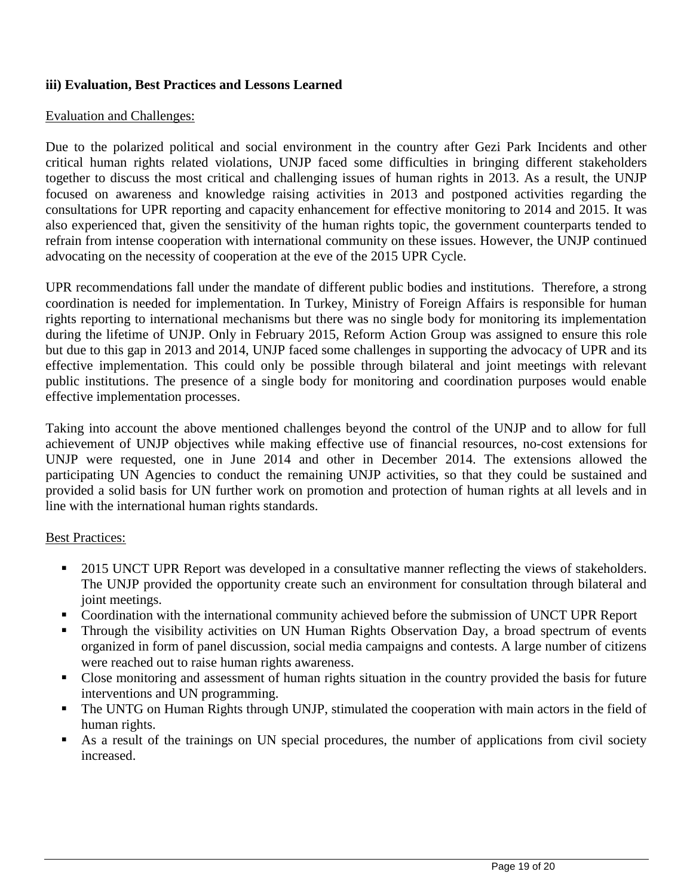### iii) Evaluation, Best Practices and Lessons Learned

Evaluation and Challenges:

Due to the polarized political and social environment in the country after Gezi Park Incidents and other critical human rights related violations, UNJP faced some difficulties in bringing different stakeholders together to discuss the most critical and challenging issues of human rights in 2013. As a result, the UNJP focused on awareness and knowledge raising activities in 2013 and postponed activities regarding the consultations for UPR reporting and capacity enhancement for effective monitoring to 2014 and 2015. It was also experienced that, given the sensitivity of the human rights topic, the government counterparts tended to refrain from intense cooperation with international community on these issues. However, the UNJP continued advocating on the necessity of cooperation at the eve of the 2015 UPR Cycle.

UPR recommendations fall under the mandate of different public bodies and institutions. Therefore, a strong coordination is needed for implementation. In Turkey, Ministry of Foreign Affairs is responsible for human rights reporting to international mechanisms but there was no single body for monitoring its implementation during the lifetime of UNJP. Only in February 2015, Reform Action Group was assigned to ensure this role but due to this gap in 2013 and 2014, UNJP faced some challenges in supporting the advocacy of UPR and its effective implementation. This could only be possible through bilateral and joint meetings with relevant public institutions. The presence of a single body for monitoring and coordination purposes would enable effective implementation processes.

Taking into account the above mentioned challenges beyond the control of the UNJP and to allow for full achievement of UNJP objectives while making effective use of financial resources, no-cost extensions for UNJP were requested, one in June 2014 and other in December 2014. The extensions allowed the participating UN Agencies to conduct the remaining UNJP activities, so that they could be sustained and provided a solid basis for UN further work on promotion and protection of human rights at all levels and in line with the international human rights standards.

Best Practices:

- 2015 UNCT UPR Report was developed in a consultative manner reflecting the views of stakeholders. The UNJP provided the opportunity create such an environment for consultation through bilateral and joint meetings.
- Coordination with the international community achieved before the submission of UNCT UPR Report
- Through the visibility activities on UN Human Rights Observation Day, a broad spectrum of events organized in form of panel discussion, social media campaigns and contests. A large number of citizens were reached out to raise human rights awareness.
- Close monitoring and assessment of human rights situation in the country provided the basis for future interventions and UN programming.
- The UNTG on Human Rights through UNJP, stimulated the cooperation with main actors in the field of human rights.
- As a result of the trainings on UN special procedures, the number of applications from civil society increased.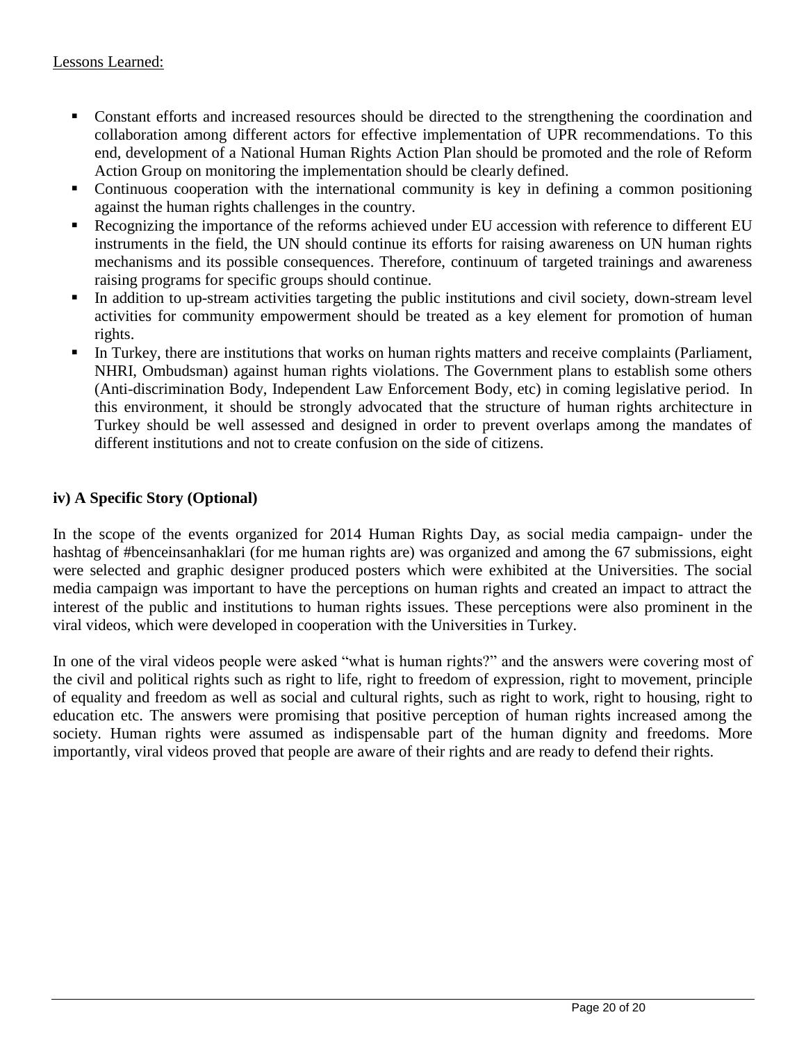Lessons Learned:

- Constant efforts and increased resources should be directed to the strengthening the coordination and collaboration among different actors for effective implementation of UPR recommendations. To this end, development of a National Human Rights Action Plan should be promoted and the role of Reform Action Group on monitoring the implementation should be clearly defined.
- Continuous cooperation with the international community is key in defining a common positioning against the human rights challenges in the country.
- Recognizing the importance of the reforms achieved under EU accession with reference to different EU instruments in the field, the UN should continue its efforts for raising awareness on UN human rights mechanisms and its possible consequences. Therefore, continuum of targeted trainings and awareness raising programs for specific groups should continue.
- In addition to up-stream activities targeting the public institutions and civil society, down-stream level activities for community empowerment should be treated as a key element for promotion of human rights.
- In Turkey, there are institutions that works on human rights matters and receive complaints (Parliament, NHRI, Ombudsman) against human rights violations. The Government plans to establish some others (Anti-discrimination Body, Independent Law Enforcement Body, etc) in coming legislative period. In this environment, it should be strongly advocated that the structure of human rights architecture in Turkey should be well assessed and designed in order to prevent overlaps among the mandates of different institutions and not to create confusion on the side of citizens.

**iv) A Specific Story (Optional)**

In the scope of the events organized for 2014 Human Rights Day, as social media campaign- under the hashtag of #benceinsanhaklari (for me human rights are) was organized and among the 67 submissions, eight were selected and graphic designer produced posters which were exhibited at the Universities. The social media campaign was important to have the perceptions on human rights and created an impact to attract the interest of the public and institutions to human rights issues. These perceptions were also prominent in the viral videos, which were developed in cooperation with the Universities in Turkey.

In one of the viral videos people were asked "what is human rights?" and the answers were covering most of the civil and political rights such as right to life, right to freedom of expression, right to movement, principle of equality and freedom as well as social and cultural rights, such as right to work, right to housing, right to education etc. The answers were promising that positive perception of human rights increased among the society. Human rights were assumed as indispensable part of the human dignity and freedoms. More importantly, viral videos proved that people are aware of their rights and are ready to defend their rights.